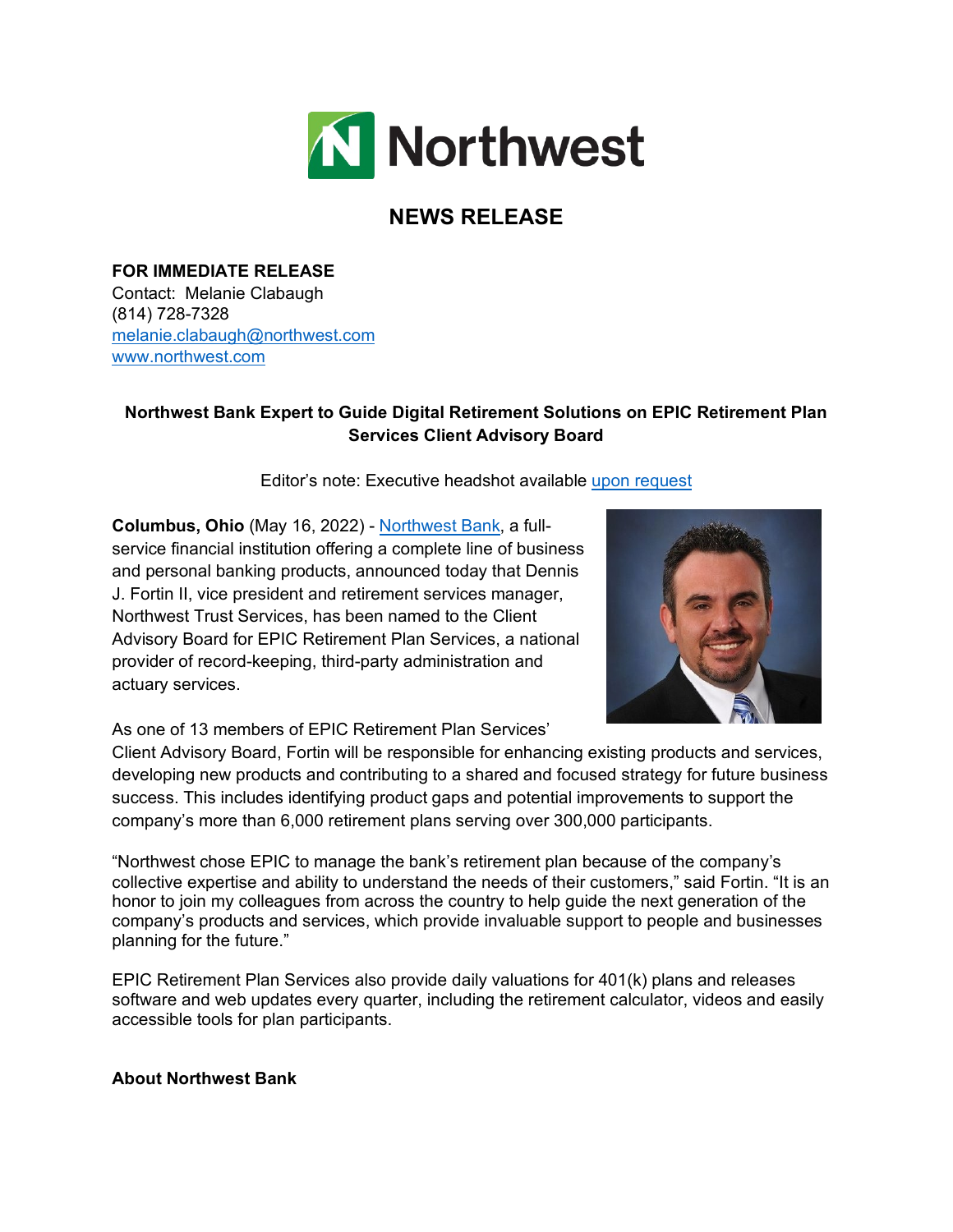# NEWS RELEASE

**FOR IMMEDIATE RELEASE**
Contact: Melanie Clabaugh
(814) 728-7328
melanie.clabaugh@northwest.com
www.northwest.com

**Northwest Bank Expert to Guide Digital Retirement Solutions on EPIC Retirement Plan Services Client Advisory Board**

Editor's note: Executive headshot available upon request

**Columbus, Ohio** (May 16, 2022) - Northwest Bank, a full-service financial institution offering a complete line of business and personal banking products, announced today that Dennis J. Fortin II, vice president and retirement services manager, Northwest Trust Services, has been named to the Client Advisory Board for EPIC Retirement Plan Services, a national provider of record-keeping, third-party administration and actuary services.

As one of 13 members of EPIC Retirement Plan Services' Client Advisory Board, Fortin will be responsible for enhancing existing products and services, developing new products and contributing to a shared and focused strategy for future business success. This includes identifying product gaps and potential improvements to support the company's more than 6,000 retirement plans serving over 300,000 participants.

"Northwest chose EPIC to manage the bank's retirement plan because of the company's collective expertise and ability to understand the needs of their customers," said Fortin. "It is an honor to join my colleagues from across the country to help guide the next generation of the company's products and services, which provide invaluable support to people and businesses planning for the future."

EPIC Retirement Plan Services also provide daily valuations for 401(k) plans and releases software and web updates every quarter, including the retirement calculator, videos and easily accessible tools for plan participants.

**About Northwest Bank**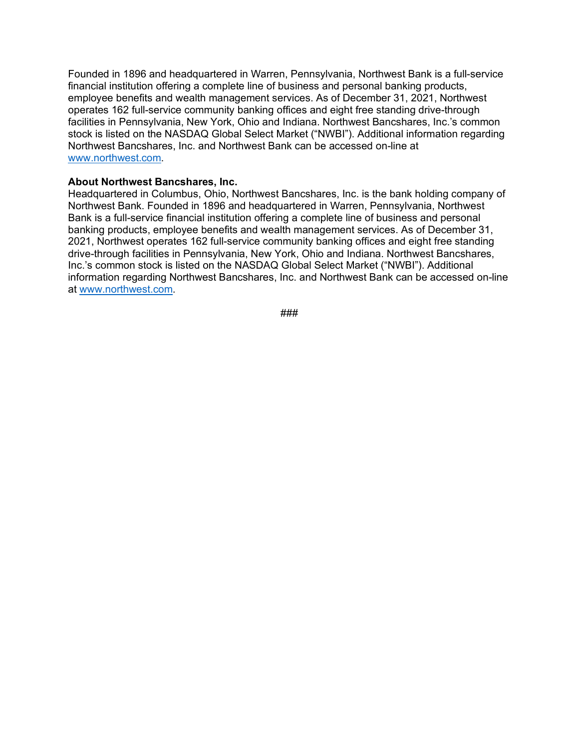Founded in 1896 and headquartered in Warren, Pennsylvania, Northwest Bank is a full-service financial institution offering a complete line of business and personal banking products, employee benefits and wealth management services. As of December 31, 2021, Northwest operates 162 full-service community banking offices and eight free standing drive-through facilities in Pennsylvania, New York, Ohio and Indiana. Northwest Bancshares, Inc.'s common stock is listed on the NASDAQ Global Select Market ("NWBI"). Additional information regarding Northwest Bancshares, Inc. and Northwest Bank can be accessed on-line at www.northwest.com.

**About Northwest Bancshares, Inc.**

Headquartered in Columbus, Ohio, Northwest Bancshares, Inc. is the bank holding company of Northwest Bank. Founded in 1896 and headquartered in Warren, Pennsylvania, Northwest Bank is a full-service financial institution offering a complete line of business and personal banking products, employee benefits and wealth management services. As of December 31, 2021, Northwest operates 162 full-service community banking offices and eight free standing drive-through facilities in Pennsylvania, New York, Ohio and Indiana. Northwest Bancshares, Inc.'s common stock is listed on the NASDAQ Global Select Market ("NWBI"). Additional information regarding Northwest Bancshares, Inc. and Northwest Bank can be accessed on-line at www.northwest.com.

###